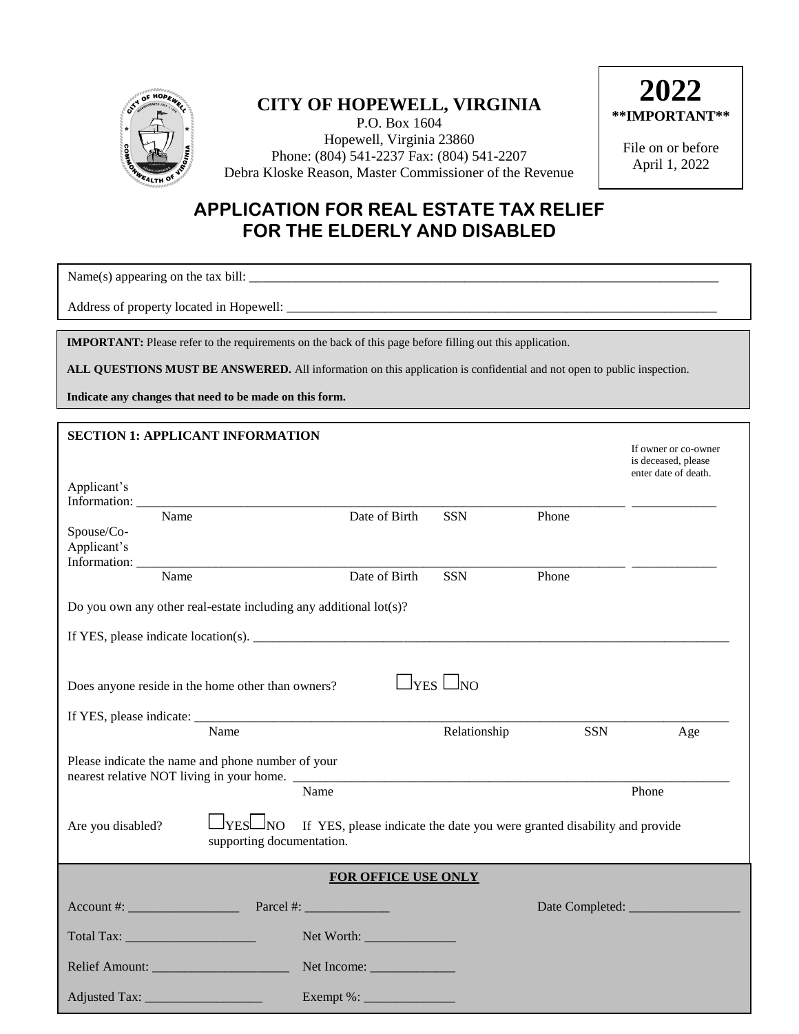# CITY OF HOPEWELL, VIRGINIA

P.O. Box 1604
Hopewell, Virginia 23860
Phone: (804) 541-2237 Fax: (804) 541-2207
Debra Kloske Reason, Master Commissioner of the Revenue

**2022**
**\*\*IMPORTANT\*\***

File on or before April 1, 2022

## APPLICATION FOR REAL ESTATE TAX RELIEF FOR THE ELDERLY AND DISABLED

Name(s) appearing on the tax bill: ______________________________________________

Address of property located in Hopewell: ______________________________________________

**IMPORTANT:** Please refer to the requirements on the back of this page before filling out this application.

**ALL QUESTIONS MUST BE ANSWERED.** All information on this application is confidential and not open to public inspection.

**Indicate any changes that need to be made on this form.**

### SECTION 1: APPLICANT INFORMATION

If owner or co-owner is deceased, please enter date of death.

Applicant's Information: ______________________________________________ ______________
Name | Date of Birth | SSN | Phone

Spouse/Co-Applicant's Information: ______________________________________________ ______________
Name | Date of Birth | SSN | Phone

Do you own any other real-estate including any additional lot(s)?

If YES, please indicate location(s). ______________________________________________

Does anyone reside in the home other than owners? ☐YES ☐NO

If YES, please indicate: ______________________________________________
Name | Relationship | SSN | Age

Please indicate the name and phone number of your nearest relative NOT living in your home. ______________________________________________
Name | Phone

Are you disabled? ☐YES ☐NO If YES, please indicate the date you were granted disability and provide supporting documentation.

**FOR OFFICE USE ONLY**

Account #: _______________ Parcel #: _____________ Date Completed: _______________

Total Tax: _______________ Net Worth: _____________

Relief Amount: _______________ Net Income: _____________

Adjusted Tax: _______________ Exempt %: _____________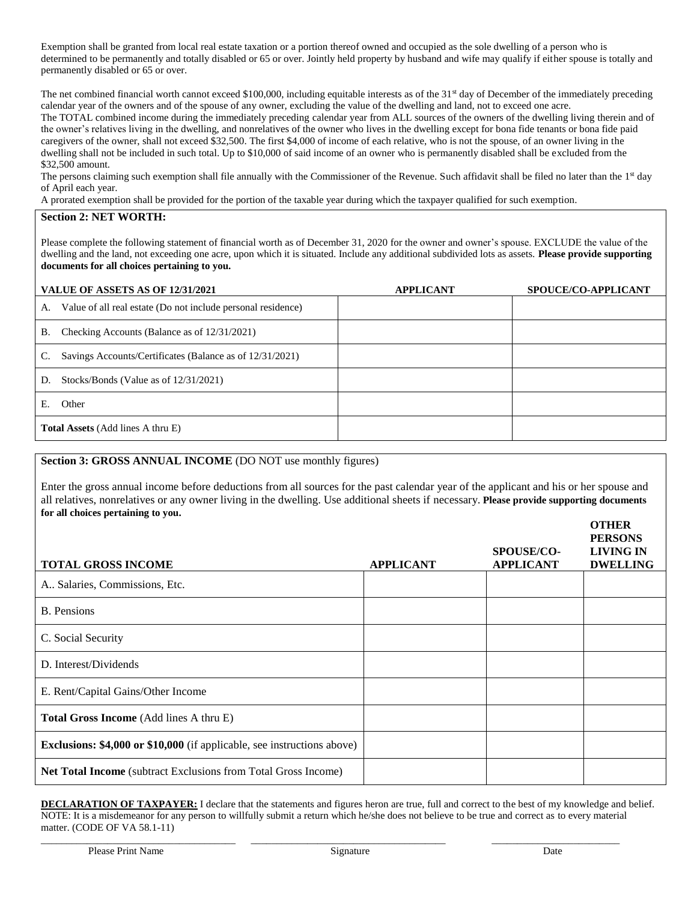Exemption shall be granted from local real estate taxation or a portion thereof owned and occupied as the sole dwelling of a person who is determined to be permanently and totally disabled or 65 or over. Jointly held property by husband and wife may qualify if either spouse is totally and permanently disabled or 65 or over.

The net combined financial worth cannot exceed $100,000, including equitable interests as of the 31st day of December of the immediately preceding calendar year of the owners and of the spouse of any owner, excluding the value of the dwelling and land, not to exceed one acre.
The TOTAL combined income during the immediately preceding calendar year from ALL sources of the owners of the dwelling living therein and of the owner's relatives living in the dwelling, and nonrelatives of the owner who lives in the dwelling except for bona fide tenants or bona fide paid caregivers of the owner, shall not exceed $32,500. The first $4,000 of income of each relative, who is not the spouse, of an owner living in the dwelling shall not be included in such total. Up to $10,000 of said income of an owner who is permanently disabled shall be excluded from the $32,500 amount.
The persons claiming such exemption shall file annually with the Commissioner of the Revenue. Such affidavit shall be filed no later than the 1st day of April each year.
A prorated exemption shall be provided for the portion of the taxable year during which the taxpayer qualified for such exemption.

**Section 2: NET WORTH:**

Please complete the following statement of financial worth as of December 31, 2020 for the owner and owner's spouse. EXCLUDE the value of the dwelling and the land, not exceeding one acre, upon which it is situated. Include any additional subdivided lots as assets. **Please provide supporting documents for all choices pertaining to you.**

| VALUE OF ASSETS AS OF 12/31/2021 | APPLICANT | SPOUCE/CO-APPLICANT |
|---|---|---|
| A. Value of all real estate (Do not include personal residence) | | |
| B. Checking Accounts (Balance as of 12/31/2021) | | |
| C. Savings Accounts/Certificates (Balance as of 12/31/2021) | | |
| D. Stocks/Bonds (Value as of 12/31/2021) | | |
| E. Other | | |
| **Total Assets** (Add lines A thru E) | | |

**Section 3: GROSS ANNUAL INCOME** (DO NOT use monthly figures)

Enter the gross annual income before deductions from all sources for the past calendar year of the applicant and his or her spouse and all relatives, nonrelatives or any owner living in the dwelling. Use additional sheets if necessary. **Please provide supporting documents for all choices pertaining to you.**

| TOTAL GROSS INCOME | APPLICANT | SPOUSE/CO-APPLICANT | OTHER PERSONS LIVING IN DWELLING |
|---|---|---|---|
| A.. Salaries, Commissions, Etc. | | | |
| B. Pensions | | | |
| C. Social Security | | | |
| D. Interest/Dividends | | | |
| E. Rent/Capital Gains/Other Income | | | |
| **Total Gross Income** (Add lines A thru E) | | | |
| **Exclusions: $4,000 or $10,000** (if applicable, see instructions above) | | | |
| **Net Total Income** (subtract Exclusions from Total Gross Income) | | | |

**DECLARATION OF TAXPAYER:** I declare that the statements and figures heron are true, full and correct to the best of my knowledge and belief. NOTE: It is a misdemeanor for any person to willfully submit a return which he/she does not believe to be true and correct as to every material matter. (CODE OF VA 58.1-11)

\_\_\_\_\_\_\_\_\_\_\_\_\_\_\_\_\_\_\_\_\_\_\_\_\_\_\_\_\_\_ Please Print Name

\_\_\_\_\_\_\_\_\_\_\_\_\_\_\_\_\_\_\_\_\_\_\_\_\_\_\_\_\_\_ Signature

\_\_\_\_\_\_\_\_\_\_\_\_\_\_\_\_\_\_\_\_ Date